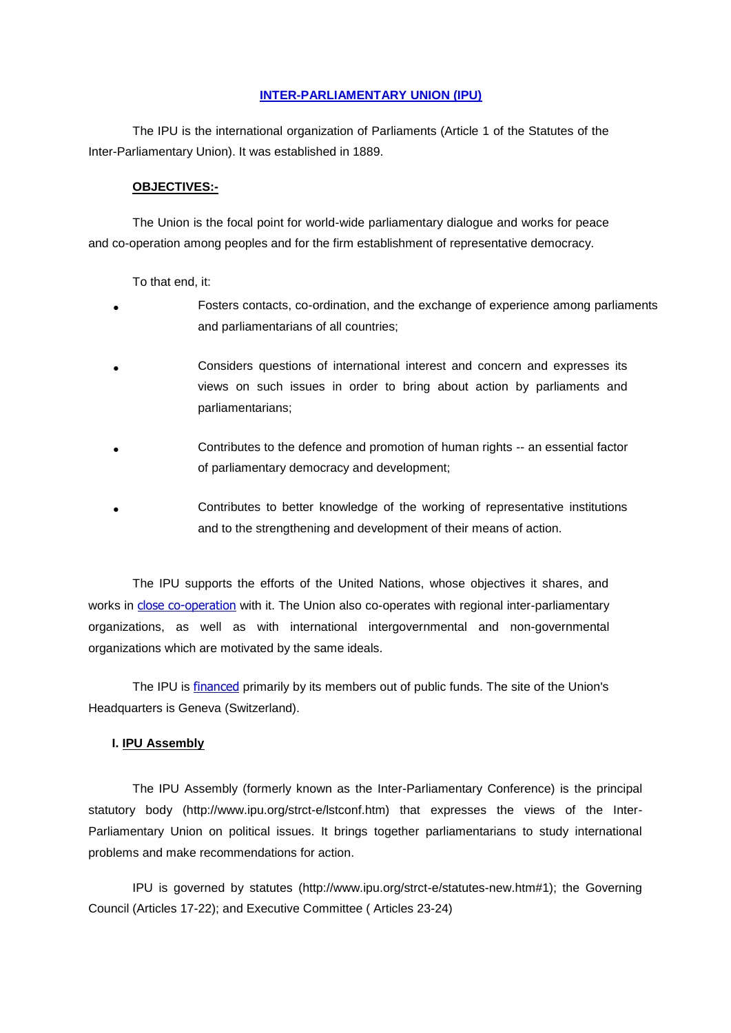# INTER-PARLIAMENTARY UNION (IPU)

The IPU is the international organization of Parliaments (Article 1 of the Statutes of the Inter-Parliamentary Union). It was established in 1889.

**OBJECTIVES:-**

The Union is the focal point for world-wide parliamentary dialogue and works for peace and co-operation among peoples and for the firm establishment of representative democracy.

To that end, it:

- Fosters contacts, co-ordination, and the exchange of experience among parliaments and parliamentarians of all countries;
- Considers questions of international interest and concern and expresses its views on such issues in order to bring about action by parliaments and parliamentarians;
- Contributes to the defence and promotion of human rights -- an essential factor of parliamentary democracy and development;
- Contributes to better knowledge of the working of representative institutions and to the strengthening and development of their means of action.

The IPU supports the efforts of the United Nations, whose objectives it shares, and works in close co-operation with it. The Union also co-operates with regional inter-parliamentary organizations, as well as with international intergovernmental and non-governmental organizations which are motivated by the same ideals.

The IPU is financed primarily by its members out of public funds. The site of the Union's Headquarters is Geneva (Switzerland).

## I. IPU Assembly

The IPU Assembly (formerly known as the Inter-Parliamentary Conference) is the principal statutory body (http://www.ipu.org/strct-e/lstconf.htm) that expresses the views of the Inter-Parliamentary Union on political issues. It brings together parliamentarians to study international problems and make recommendations for action.

IPU is governed by statutes (http://www.ipu.org/strct-e/statutes-new.htm#1); the Governing Council (Articles 17-22); and Executive Committee ( Articles 23-24)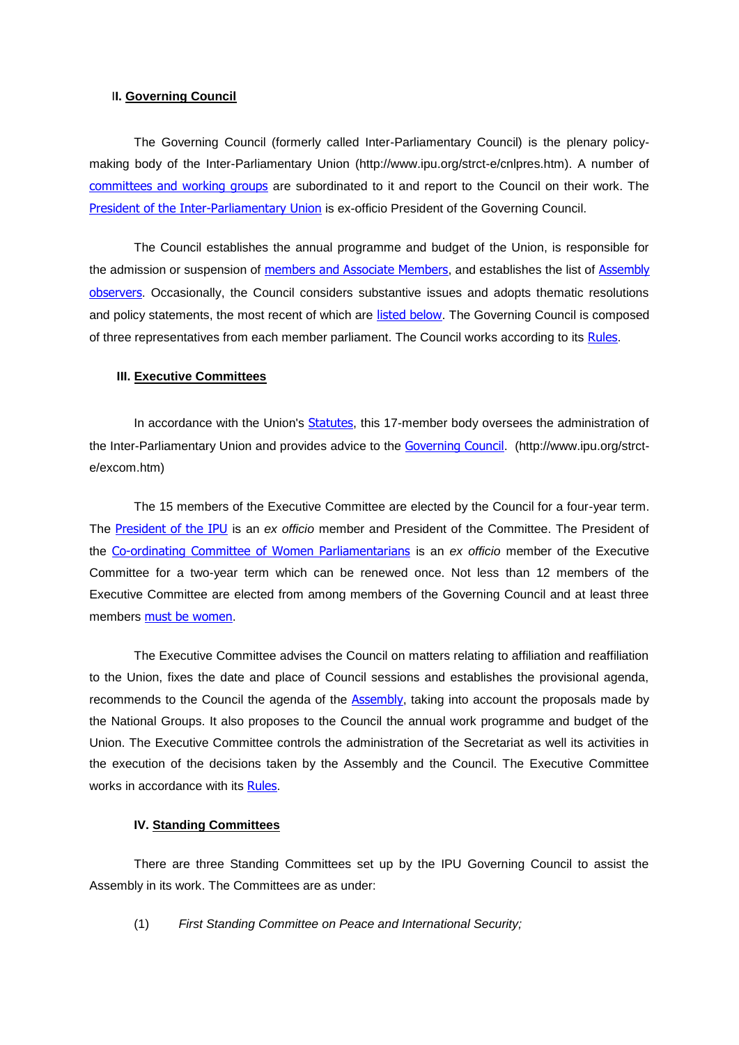## II. **Governing Council**

The Governing Council (formerly called Inter-Parliamentary Council) is the plenary policy-making body of the Inter-Parliamentary Union (http://www.ipu.org/strct-e/cnlpres.htm). A number of committees and working groups are subordinated to it and report to the Council on their work. The President of the Inter-Parliamentary Union is ex-officio President of the Governing Council.

The Council establishes the annual programme and budget of the Union, is responsible for the admission or suspension of members and Associate Members, and establishes the list of Assembly observers. Occasionally, the Council considers substantive issues and adopts thematic resolutions and policy statements, the most recent of which are listed below. The Governing Council is composed of three representatives from each member parliament. The Council works according to its Rules.

## III. **Executive Committees**

In accordance with the Union's Statutes, this 17-member body oversees the administration of the Inter-Parliamentary Union and provides advice to the Governing Council. (http://www.ipu.org/strct-e/excom.htm)

The 15 members of the Executive Committee are elected by the Council for a four-year term. The President of the IPU is an *ex officio* member and President of the Committee. The President of the Co-ordinating Committee of Women Parliamentarians is an *ex officio* member of the Executive Committee for a two-year term which can be renewed once. Not less than 12 members of the Executive Committee are elected from among members of the Governing Council and at least three members must be women.

The Executive Committee advises the Council on matters relating to affiliation and reaffiliation to the Union, fixes the date and place of Council sessions and establishes the provisional agenda, recommends to the Council the agenda of the Assembly, taking into account the proposals made by the National Groups. It also proposes to the Council the annual work programme and budget of the Union. The Executive Committee controls the administration of the Secretariat as well its activities in the execution of the decisions taken by the Assembly and the Council. The Executive Committee works in accordance with its Rules.

## IV. **Standing Committees**

There are three Standing Committees set up by the IPU Governing Council to assist the Assembly in its work. The Committees are as under:

(1) *First Standing Committee on Peace and International Security;*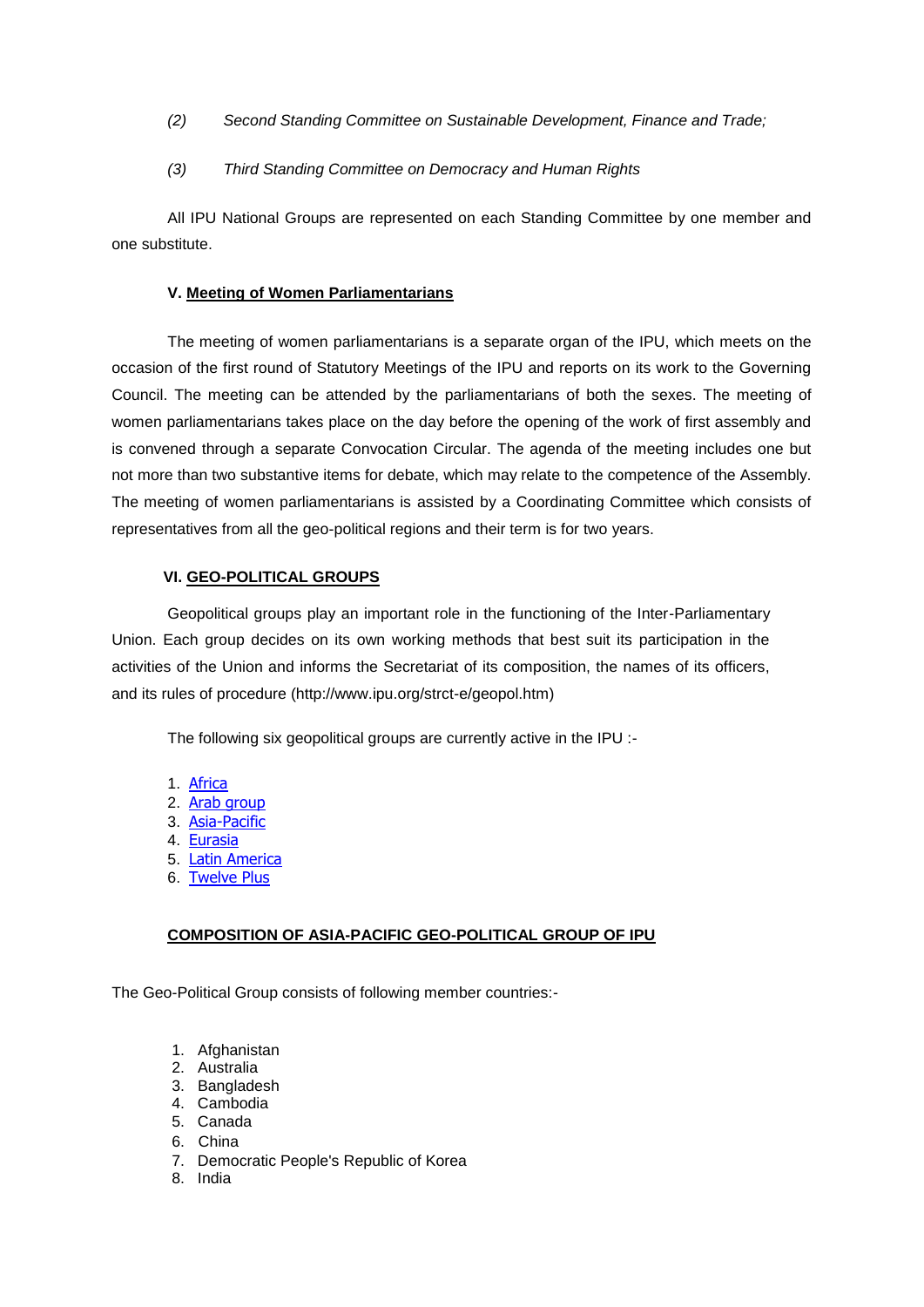*(2) Second Standing Committee on Sustainable Development, Finance and Trade;*

*(3) Third Standing Committee on Democracy and Human Rights*

All IPU National Groups are represented on each Standing Committee by one member and one substitute.

### V. Meeting of Women Parliamentarians

The meeting of women parliamentarians is a separate organ of the IPU, which meets on the occasion of the first round of Statutory Meetings of the IPU and reports on its work to the Governing Council. The meeting can be attended by the parliamentarians of both the sexes. The meeting of women parliamentarians takes place on the day before the opening of the work of first assembly and is convened through a separate Convocation Circular. The agenda of the meeting includes one but not more than two substantive items for debate, which may relate to the competence of the Assembly. The meeting of women parliamentarians is assisted by a Coordinating Committee which consists of representatives from all the geo-political regions and their term is for two years.

### VI. GEO-POLITICAL GROUPS

Geopolitical groups play an important role in the functioning of the Inter-Parliamentary Union. Each group decides on its own working methods that best suit its participation in the activities of the Union and informs the Secretariat of its composition, the names of its officers, and its rules of procedure (http://www.ipu.org/strct-e/geopol.htm)

The following six geopolitical groups are currently active in the IPU :-

1. Africa
2. Arab group
3. Asia-Pacific
4. Eurasia
5. Latin America
6. Twelve Plus

### COMPOSITION OF ASIA-PACIFIC GEO-POLITICAL GROUP OF IPU

The Geo-Political Group consists of following member countries:-

1. Afghanistan
2. Australia
3. Bangladesh
4. Cambodia
5. Canada
6. China
7. Democratic People's Republic of Korea
8. India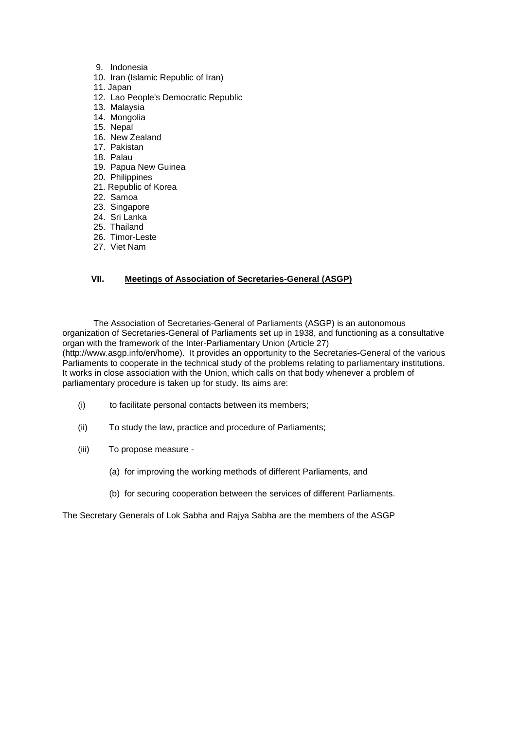9. Indonesia
10. Iran (Islamic Republic of Iran)
11. Japan
12. Lao People's Democratic Republic
13. Malaysia
14. Mongolia
15. Nepal
16. New Zealand
17. Pakistan
18. Palau
19. Papua New Guinea
20. Philippines
21. Republic of Korea
22. Samoa
23. Singapore
24. Sri Lanka
25. Thailand
26. Timor-Leste
27. Viet Nam

## VII. Meetings of Association of Secretaries-General (ASGP)

The Association of Secretaries-General of Parliaments (ASGP) is an autonomous organization of Secretaries-General of Parliaments set up in 1938, and functioning as a consultative organ with the framework of the Inter-Parliamentary Union (Article 27) (http://www.asgp.info/en/home). It provides an opportunity to the Secretaries-General of the various Parliaments to cooperate in the technical study of the problems relating to parliamentary institutions. It works in close association with the Union, which calls on that body whenever a problem of parliamentary procedure is taken up for study. Its aims are:

(i) to facilitate personal contacts between its members;

(ii) To study the law, practice and procedure of Parliaments;

(iii) To propose measure -

(a) for improving the working methods of different Parliaments, and

(b) for securing cooperation between the services of different Parliaments.

The Secretary Generals of Lok Sabha and Rajya Sabha are the members of the ASGP